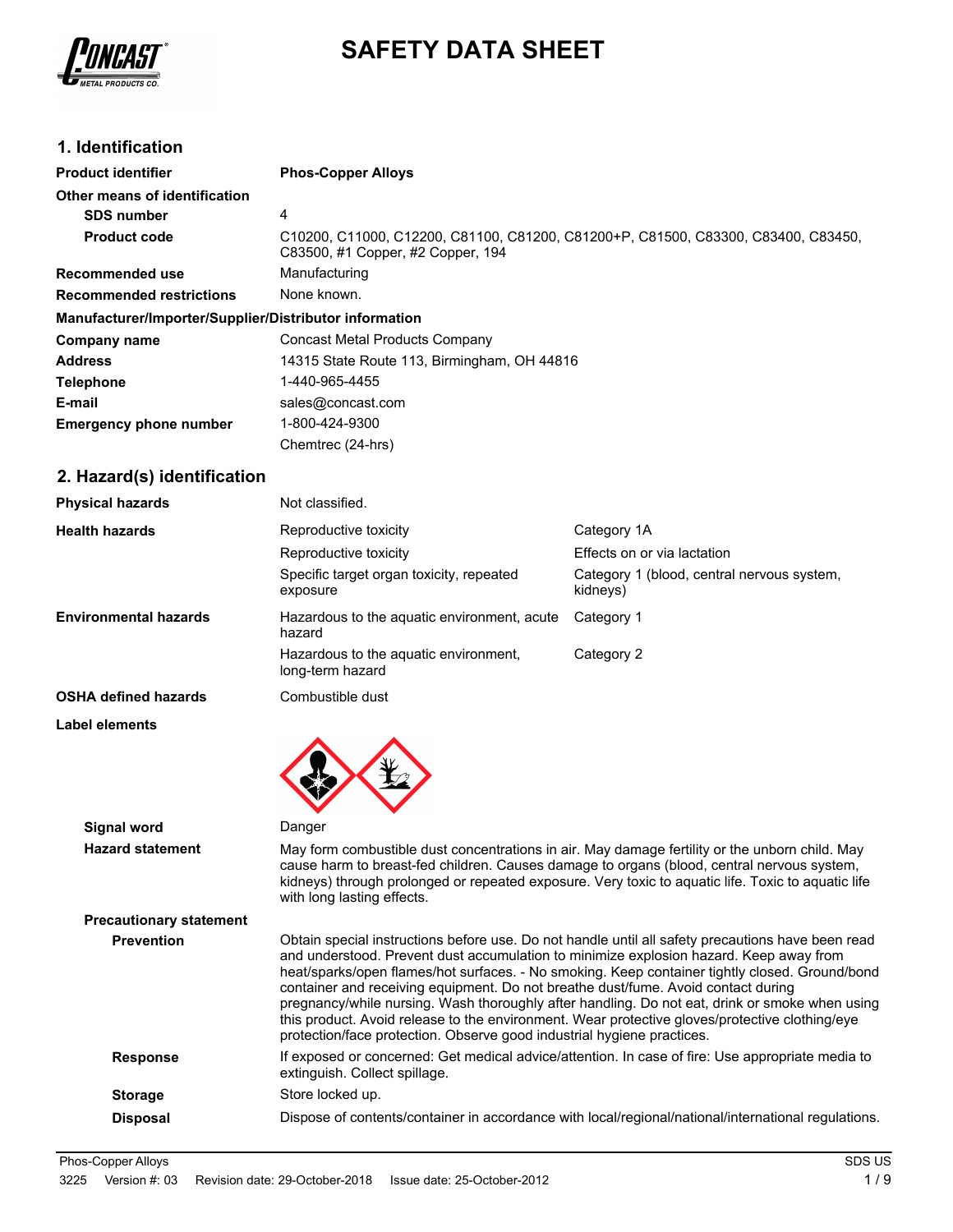# SAFETY DATA SHEET

## 1. Identification

| | |
|---|---|
| **Product identifier** | **Phos-Copper Alloys** |
| **Other means of identification** | |
| **SDS number** | 4 |
| **Product code** | C10200, C11000, C12200, C81100, C81200, C81200+P, C81500, C83300, C83400, C83450, C83500, #1 Copper, #2 Copper, 194 |
| **Recommended use** | Manufacturing |
| **Recommended restrictions** | None known. |
| **Manufacturer/Importer/Supplier/Distributor information** | |
| **Company name** | Concast Metal Products Company |
| **Address** | 14315 State Route 113, Birmingham, OH 44816 |
| **Telephone** | 1-440-965-4455 |
| **E-mail** | sales@concast.com |
| **Emergency phone number** | 1-800-424-9300 |
| | Chemtrec (24-hrs) |

## 2. Hazard(s) identification

| | | |
|---|---|---|
| **Physical hazards** | Not classified. | |
| **Health hazards** | Reproductive toxicity | Category 1A |
| | Reproductive toxicity | Effects on or via lactation |
| | Specific target organ toxicity, repeated exposure | Category 1 (blood, central nervous system, kidneys) |
| **Environmental hazards** | Hazardous to the aquatic environment, acute hazard | Category 1 |
| | Hazardous to the aquatic environment, long-term hazard | Category 2 |
| **OSHA defined hazards** | Combustible dust | |

**Label elements**

**Signal word** Danger

**Hazard statement** May form combustible dust concentrations in air. May damage fertility or the unborn child. May cause harm to breast-fed children. Causes damage to organs (blood, central nervous system, kidneys) through prolonged or repeated exposure. Very toxic to aquatic life. Toxic to aquatic life with long lasting effects.

**Precautionary statement**

**Prevention** Obtain special instructions before use. Do not handle until all safety precautions have been read and understood. Prevent dust accumulation to minimize explosion hazard. Keep away from heat/sparks/open flames/hot surfaces. - No smoking. Keep container tightly closed. Ground/bond container and receiving equipment. Do not breathe dust/fume. Avoid contact during pregnancy/while nursing. Wash thoroughly after handling. Do not eat, drink or smoke when using this product. Avoid release to the environment. Wear protective gloves/protective clothing/eye protection/face protection. Observe good industrial hygiene practices.

**Response** If exposed or concerned: Get medical advice/attention. In case of fire: Use appropriate media to extinguish. Collect spillage.

**Storage** Store locked up.

**Disposal** Dispose of contents/container in accordance with local/regional/national/international regulations.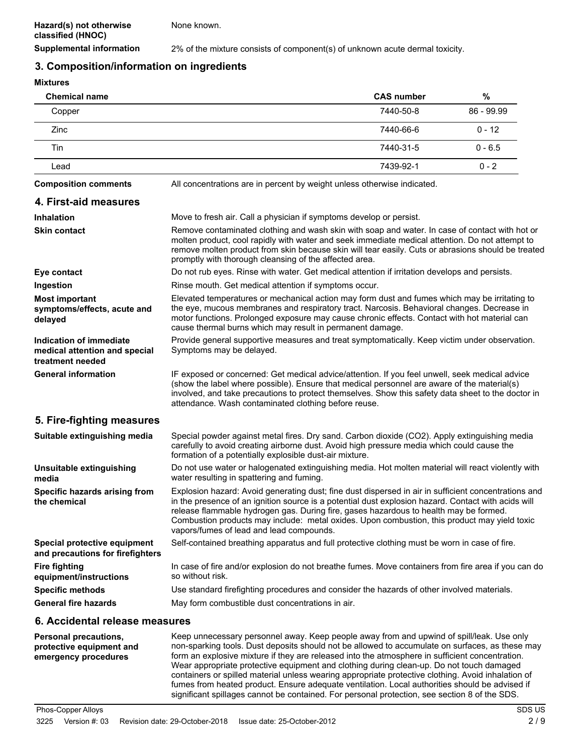**Hazard(s) not otherwise classified (HNOC)** None known.

**Supplemental information** 2% of the mixture consists of component(s) of unknown acute dermal toxicity.

## 3. Composition/information on ingredients

**Mixtures**

| Chemical name | CAS number | % |
|---|---|---|
| Copper | 7440-50-8 | 86 - 99.99 |
| Zinc | 7440-66-6 | 0 - 12 |
| Tin | 7440-31-5 | 0 - 6.5 |
| Lead | 7439-92-1 | 0 - 2 |

**Composition comments** All concentrations are in percent by weight unless otherwise indicated.

## 4. First-aid measures

**Inhalation** Move to fresh air. Call a physician if symptoms develop or persist.

**Skin contact** Remove contaminated clothing and wash skin with soap and water. In case of contact with hot or molten product, cool rapidly with water and seek immediate medical attention. Do not attempt to remove molten product from skin because skin will tear easily. Cuts or abrasions should be treated promptly with thorough cleansing of the affected area.

**Eye contact** Do not rub eyes. Rinse with water. Get medical attention if irritation develops and persists.

**Ingestion** Rinse mouth. Get medical attention if symptoms occur.

**Most important symptoms/effects, acute and delayed** Elevated temperatures or mechanical action may form dust and fumes which may be irritating to the eye, mucous membranes and respiratory tract. Narcosis. Behavioral changes. Decrease in motor functions. Prolonged exposure may cause chronic effects. Contact with hot material can cause thermal burns which may result in permanent damage.

**Indication of immediate medical attention and special treatment needed** Provide general supportive measures and treat symptomatically. Keep victim under observation. Symptoms may be delayed.

**General information** IF exposed or concerned: Get medical advice/attention. If you feel unwell, seek medical advice (show the label where possible). Ensure that medical personnel are aware of the material(s) involved, and take precautions to protect themselves. Show this safety data sheet to the doctor in attendance. Wash contaminated clothing before reuse.

## 5. Fire-fighting measures

**Suitable extinguishing media** Special powder against metal fires. Dry sand. Carbon dioxide ($CO_2$). Apply extinguishing media carefully to avoid creating airborne dust. Avoid high pressure media which could cause the formation of a potentially explosible dust-air mixture.

**Unsuitable extinguishing media** Do not use water or halogenated extinguishing media. Hot molten material will react violently with water resulting in spattering and fuming.

**Specific hazards arising from the chemical** Explosion hazard: Avoid generating dust; fine dust dispersed in air in sufficient concentrations and in the presence of an ignition source is a potential dust explosion hazard. Contact with acids will release flammable hydrogen gas. During fire, gases hazardous to health may be formed. Combustion products may include: metal oxides. Upon combustion, this product may yield toxic vapors/fumes of lead and lead compounds.

**Special protective equipment and precautions for firefighters** Self-contained breathing apparatus and full protective clothing must be worn in case of fire.

**Fire fighting equipment/instructions** In case of fire and/or explosion do not breathe fumes. Move containers from fire area if you can do so without risk.

**Specific methods** Use standard firefighting procedures and consider the hazards of other involved materials.

**General fire hazards** May form combustible dust concentrations in air.

## 6. Accidental release measures

**Personal precautions, protective equipment and emergency procedures** Keep unnecessary personnel away. Keep people away from and upwind of spill/leak. Use only non-sparking tools. Dust deposits should not be allowed to accumulate on surfaces, as these may form an explosive mixture if they are released into the atmosphere in sufficient concentration. Wear appropriate protective equipment and clothing during clean-up. Do not touch damaged containers or spilled material unless wearing appropriate protective clothing. Avoid inhalation of fumes from heated product. Ensure adequate ventilation. Local authorities should be advised if significant spillages cannot be contained. For personal protection, see section 8 of the SDS.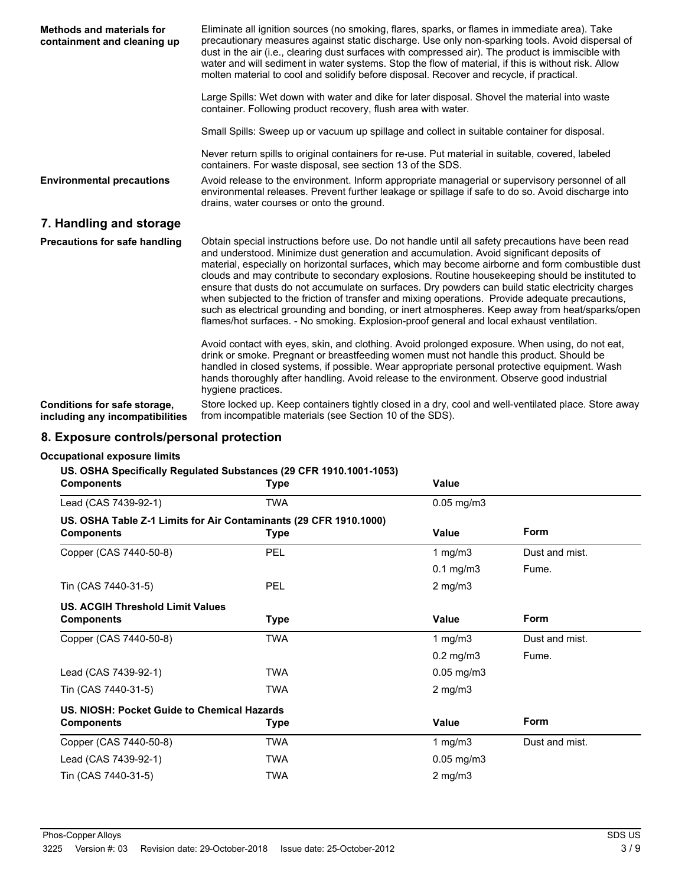**Methods and materials for containment and cleaning up**

Eliminate all ignition sources (no smoking, flares, sparks, or flames in immediate area). Take precautionary measures against static discharge. Use only non-sparking tools. Avoid dispersal of dust in the air (i.e., clearing dust surfaces with compressed air). The product is immiscible with water and will sediment in water systems. Stop the flow of material, if this is without risk. Allow molten material to cool and solidify before disposal. Recover and recycle, if practical.

Large Spills: Wet down with water and dike for later disposal. Shovel the material into waste container. Following product recovery, flush area with water.

Small Spills: Sweep up or vacuum up spillage and collect in suitable container for disposal.

Never return spills to original containers for re-use. Put material in suitable, covered, labeled containers. For waste disposal, see section 13 of the SDS.

**Environmental precautions**

Avoid release to the environment. Inform appropriate managerial or supervisory personnel of all environmental releases. Prevent further leakage or spillage if safe to do so. Avoid discharge into drains, water courses or onto the ground.

## 7. Handling and storage

**Precautions for safe handling**

Obtain special instructions before use. Do not handle until all safety precautions have been read and understood. Minimize dust generation and accumulation. Avoid significant deposits of material, especially on horizontal surfaces, which may become airborne and form combustible dust clouds and may contribute to secondary explosions. Routine housekeeping should be instituted to ensure that dusts do not accumulate on surfaces. Dry powders can build static electricity charges when subjected to the friction of transfer and mixing operations. Provide adequate precautions, such as electrical grounding and bonding, or inert atmospheres. Keep away from heat/sparks/open flames/hot surfaces. - No smoking. Explosion-proof general and local exhaust ventilation.

Avoid contact with eyes, skin, and clothing. Avoid prolonged exposure. When using, do not eat, drink or smoke. Pregnant or breastfeeding women must not handle this product. Should be handled in closed systems, if possible. Wear appropriate personal protective equipment. Wash hands thoroughly after handling. Avoid release to the environment. Observe good industrial hygiene practices.

**Conditions for safe storage, including any incompatibilities**

Store locked up. Keep containers tightly closed in a dry, cool and well-ventilated place. Store away from incompatible materials (see Section 10 of the SDS).

## 8. Exposure controls/personal protection

**Occupational exposure limits**

**US. OSHA Specifically Regulated Substances (29 CFR 1910.1001-1053)**

| Components | Type | Value |
|---|---|---|
| Lead (CAS 7439-92-1) | TWA | 0.05 mg/m3 |

**US. OSHA Table Z-1 Limits for Air Contaminants (29 CFR 1910.1000)**

| Components | Type | Value | Form |
|---|---|---|---|
| Copper (CAS 7440-50-8) | PEL | 1 mg/m3 | Dust and mist. |
| | | 0.1 mg/m3 | Fume. |
| Tin (CAS 7440-31-5) | PEL | 2 mg/m3 | |

**US. ACGIH Threshold Limit Values**

| Components | Type | Value | Form |
|---|---|---|---|
| Copper (CAS 7440-50-8) | TWA | 1 mg/m3 | Dust and mist. |
| | | 0.2 mg/m3 | Fume. |
| Lead (CAS 7439-92-1) | TWA | 0.05 mg/m3 | |
| Tin (CAS 7440-31-5) | TWA | 2 mg/m3 | |

**US. NIOSH: Pocket Guide to Chemical Hazards**

| Components | Type | Value | Form |
|---|---|---|---|
| Copper (CAS 7440-50-8) | TWA | 1 mg/m3 | Dust and mist. |
| Lead (CAS 7439-92-1) | TWA | 0.05 mg/m3 | |
| Tin (CAS 7440-31-5) | TWA | 2 mg/m3 | |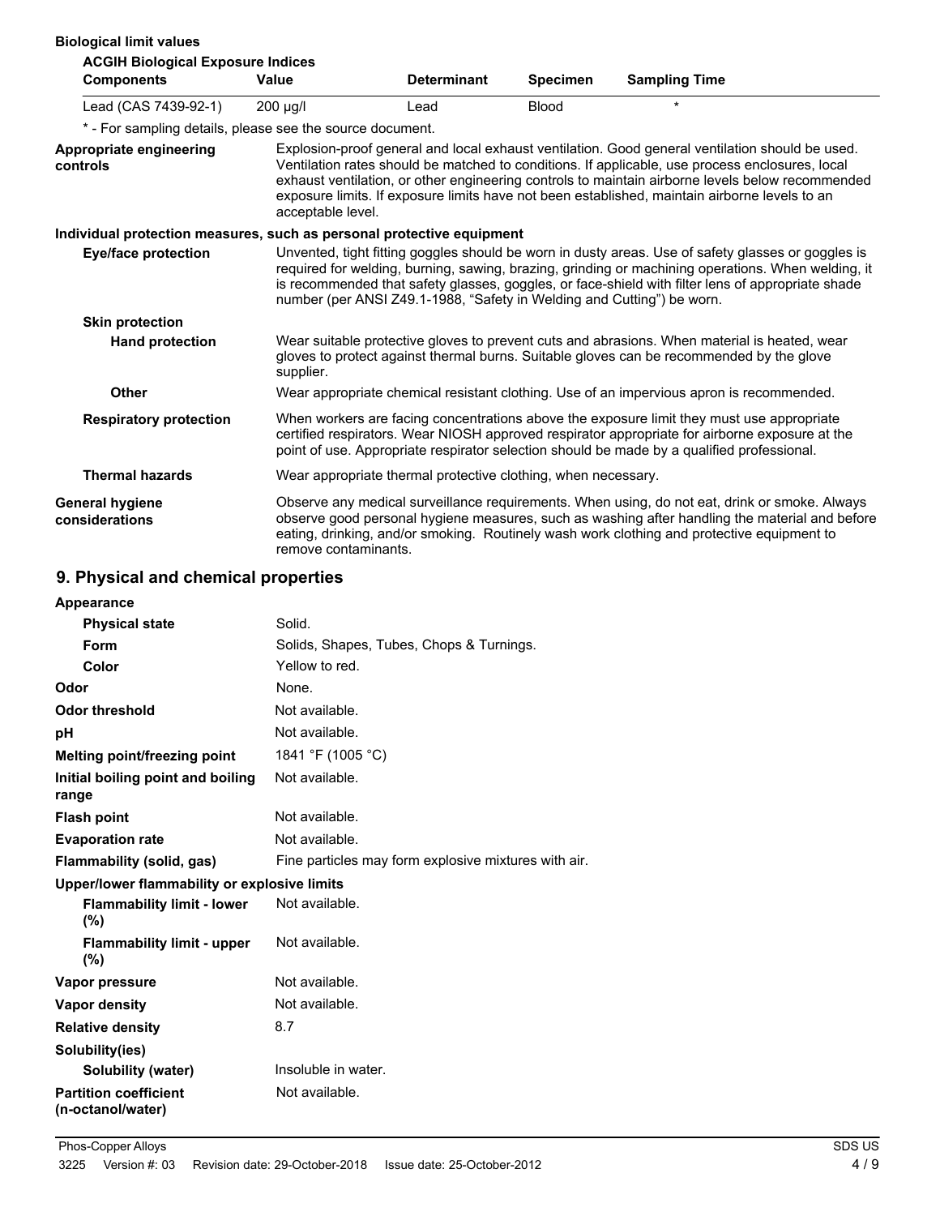**Biological limit values**

**ACGIH Biological Exposure Indices**

| Components | Value | Determinant | Specimen | Sampling Time |
|---|---|---|---|---|
| Lead (CAS 7439-92-1) | 200 µg/l | Lead | Blood | * |

* - For sampling details, please see the source document.

**Appropriate engineering controls**

Explosion-proof general and local exhaust ventilation. Good general ventilation should be used. Ventilation rates should be matched to conditions. If applicable, use process enclosures, local exhaust ventilation, or other engineering controls to maintain airborne levels below recommended exposure limits. If exposure limits have not been established, maintain airborne levels to an acceptable level.

**Individual protection measures, such as personal protective equipment**

**Eye/face protection**

Unvented, tight fitting goggles should be worn in dusty areas. Use of safety glasses or goggles is required for welding, burning, sawing, brazing, grinding or machining operations. When welding, it is recommended that safety glasses, goggles, or face-shield with filter lens of appropriate shade number (per ANSI Z49.1-1988, “Safety in Welding and Cutting”) be worn.

**Skin protection**

**Hand protection**

Wear suitable protective gloves to prevent cuts and abrasions. When material is heated, wear gloves to protect against thermal burns. Suitable gloves can be recommended by the glove supplier.

**Other**

Wear appropriate chemical resistant clothing. Use of an impervious apron is recommended.

**Respiratory protection**

When workers are facing concentrations above the exposure limit they must use appropriate certified respirators. Wear NIOSH approved respirator appropriate for airborne exposure at the point of use. Appropriate respirator selection should be made by a qualified professional.

**Thermal hazards**

Wear appropriate thermal protective clothing, when necessary.

**General hygiene considerations**

Observe any medical surveillance requirements. When using, do not eat, drink or smoke. Always observe good personal hygiene measures, such as washing after handling the material and before eating, drinking, and/or smoking. Routinely wash work clothing and protective equipment to remove contaminants.

## 9. Physical and chemical properties

**Appearance**

| | |
|---|---|
| **Physical state** | Solid. |
| **Form** | Solids, Shapes, Tubes, Chops & Turnings. |
| **Color** | Yellow to red. |
| **Odor** | None. |
| **Odor threshold** | Not available. |
| **pH** | Not available. |
| **Melting point/freezing point** | 1841 °F (1005 °C) |
| **Initial boiling point and boiling range** | Not available. |
| **Flash point** | Not available. |
| **Evaporation rate** | Not available. |
| **Flammability (solid, gas)** | Fine particles may form explosive mixtures with air. |

**Upper/lower flammability or explosive limits**

| | |
|---|---|
| **Flammability limit - lower (%)** | Not available. |
| **Flammability limit - upper (%)** | Not available. |
| **Vapor pressure** | Not available. |
| **Vapor density** | Not available. |
| **Relative density** | 8.7 |

**Solubility(ies)**

| | |
|---|---|
| **Solubility (water)** | Insoluble in water. |
| **Partition coefficient (n-octanol/water)** | Not available. |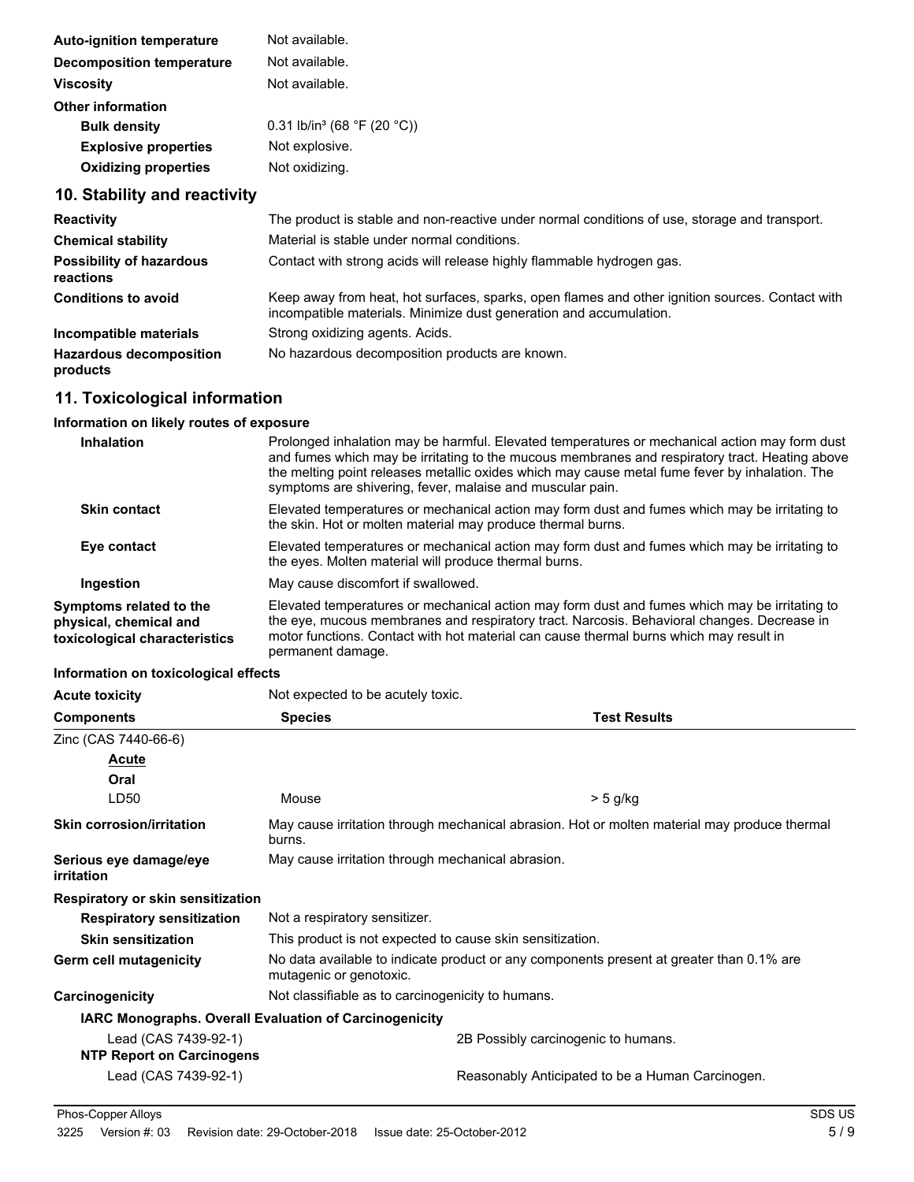| | |
|---|---|
| **Auto-ignition temperature** | Not available. |
| **Decomposition temperature** | Not available. |
| **Viscosity** | Not available. |
| **Other information** | |
| **Bulk density** | 0.31 lb/in³ (68 °F (20 °C)) |
| **Explosive properties** | Not explosive. |
| **Oxidizing properties** | Not oxidizing. |

## 10. Stability and reactivity

| | |
|---|---|
| **Reactivity** | The product is stable and non-reactive under normal conditions of use, storage and transport. |
| **Chemical stability** | Material is stable under normal conditions. |
| **Possibility of hazardous reactions** | Contact with strong acids will release highly flammable hydrogen gas. |
| **Conditions to avoid** | Keep away from heat, hot surfaces, sparks, open flames and other ignition sources. Contact with incompatible materials. Minimize dust generation and accumulation. |
| **Incompatible materials** | Strong oxidizing agents. Acids. |
| **Hazardous decomposition products** | No hazardous decomposition products are known. |

## 11. Toxicological information

**Information on likely routes of exposure**

| | |
|---|---|
| **Inhalation** | Prolonged inhalation may be harmful. Elevated temperatures or mechanical action may form dust and fumes which may be irritating to the mucous membranes and respiratory tract. Heating above the melting point releases metallic oxides which may cause metal fume fever by inhalation. The symptoms are shivering, fever, malaise and muscular pain. |
| **Skin contact** | Elevated temperatures or mechanical action may form dust and fumes which may be irritating to the skin. Hot or molten material may produce thermal burns. |
| **Eye contact** | Elevated temperatures or mechanical action may form dust and fumes which may be irritating to the eyes. Molten material will produce thermal burns. |
| **Ingestion** | May cause discomfort if swallowed. |
| **Symptoms related to the physical, chemical and toxicological characteristics** | Elevated temperatures or mechanical action may form dust and fumes which may be irritating to the eye, mucous membranes and respiratory tract. Narcosis. Behavioral changes. Decrease in motor functions. Contact with hot material can cause thermal burns which may result in permanent damage. |

**Information on toxicological effects**

**Acute toxicity** Not expected to be acutely toxic.

| Components | Species | Test Results |
|---|---|---|
| Zinc (CAS 7440-66-6) | | |
| ***Acute*** | | |
| **Oral** | | |
| LD50 | Mouse | > 5 g/kg |

| | |
|---|---|
| **Skin corrosion/irritation** | May cause irritation through mechanical abrasion. Hot or molten material may produce thermal burns. |
| **Serious eye damage/eye irritation** | May cause irritation through mechanical abrasion. |
| **Respiratory or skin sensitization** | |
| **Respiratory sensitization** | Not a respiratory sensitizer. |
| **Skin sensitization** | This product is not expected to cause skin sensitization. |
| **Germ cell mutagenicity** | No data available to indicate product or any components present at greater than 0.1% are mutagenic or genotoxic. |
| **Carcinogenicity** | Not classifiable as to carcinogenicity to humans. |

**IARC Monographs. Overall Evaluation of Carcinogenicity**

| | |
|---|---|
| Lead (CAS 7439-92-1) | 2B Possibly carcinogenic to humans. |

**NTP Report on Carcinogens**

| | |
|---|---|
| Lead (CAS 7439-92-1) | Reasonably Anticipated to be a Human Carcinogen. |

Phos-Copper Alloys SDS US

3225 Version #: 03 Revision date: 29-October-2018 Issue date: 25-October-2012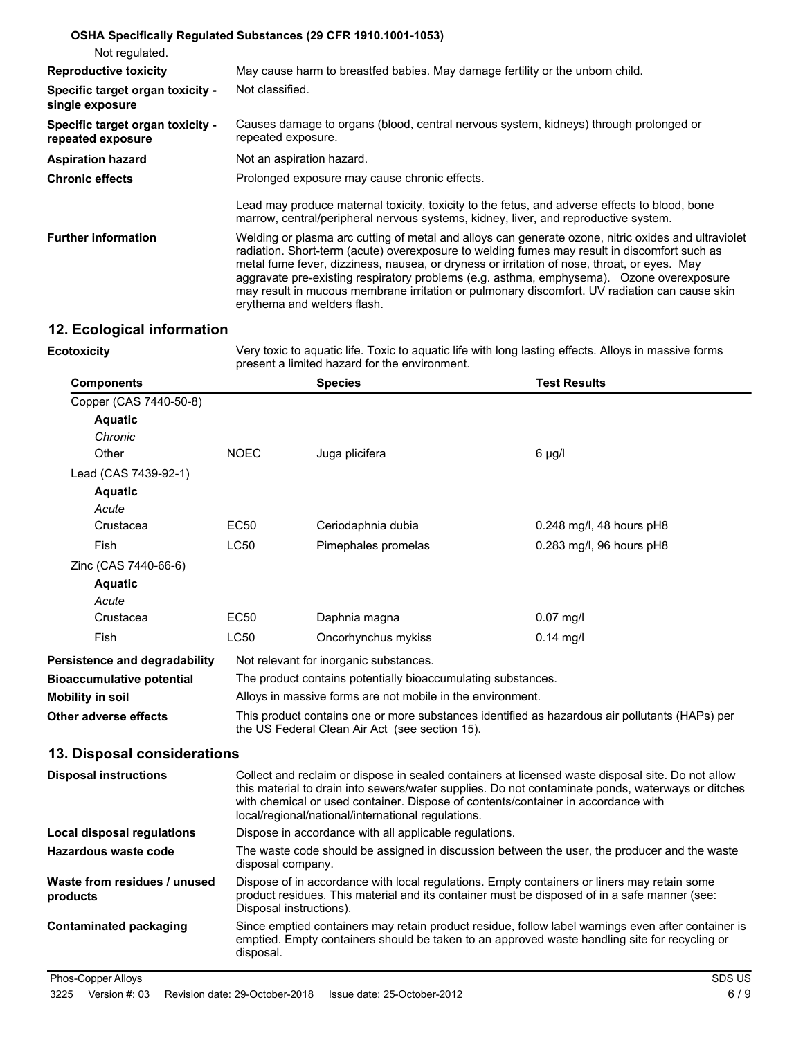**OSHA Specifically Regulated Substances (29 CFR 1910.1001-1053)**

Not regulated.

**Reproductive toxicity** May cause harm to breastfed babies. May damage fertility or the unborn child.

**Specific target organ toxicity - single exposure** Not classified.

**Specific target organ toxicity - repeated exposure** Causes damage to organs (blood, central nervous system, kidneys) through prolonged or repeated exposure.

**Aspiration hazard** Not an aspiration hazard.

**Chronic effects** Prolonged exposure may cause chronic effects.

Lead may produce maternal toxicity, toxicity to the fetus, and adverse effects to blood, bone marrow, central/peripheral nervous systems, kidney, liver, and reproductive system.

**Further information** Welding or plasma arc cutting of metal and alloys can generate ozone, nitric oxides and ultraviolet radiation. Short-term (acute) overexposure to welding fumes may result in discomfort such as metal fume fever, dizziness, nausea, or dryness or irritation of nose, throat, or eyes. May aggravate pre-existing respiratory problems (e.g. asthma, emphysema). Ozone overexposure may result in mucous membrane irritation or pulmonary discomfort. UV radiation can cause skin erythema and welders flash.

## 12. Ecological information

**Ecotoxicity** Very toxic to aquatic life. Toxic to aquatic life with long lasting effects. Alloys in massive forms present a limited hazard for the environment.

| Components | | Species | Test Results |
|---|---|---|---|
| Copper (CAS 7440-50-8) | | | |
| **Aquatic** | | | |
| *Chronic* | | | |
| Other | NOEC | Juga plicifera | 6 µg/l |
| Lead (CAS 7439-92-1) | | | |
| **Aquatic** | | | |
| *Acute* | | | |
| Crustacea | EC50 | Ceriodaphnia dubia | 0.248 mg/l, 48 hours pH8 |
| Fish | LC50 | Pimephales promelas | 0.283 mg/l, 96 hours pH8 |
| Zinc (CAS 7440-66-6) | | | |
| **Aquatic** | | | |
| *Acute* | | | |
| Crustacea | EC50 | Daphnia magna | 0.07 mg/l |
| Fish | LC50 | Oncorhynchus mykiss | 0.14 mg/l |

**Persistence and degradability** Not relevant for inorganic substances.

**Bioaccumulative potential** The product contains potentially bioaccumulating substances.

**Mobility in soil** Alloys in massive forms are not mobile in the environment.

**Other adverse effects** This product contains one or more substances identified as hazardous air pollutants (HAPs) per the US Federal Clean Air Act (see section 15).

## 13. Disposal considerations

**Disposal instructions** Collect and reclaim or dispose in sealed containers at licensed waste disposal site. Do not allow this material to drain into sewers/water supplies. Do not contaminate ponds, waterways or ditches with chemical or used container. Dispose of contents/container in accordance with local/regional/national/international regulations.

**Local disposal regulations** Dispose in accordance with all applicable regulations.

**Hazardous waste code** The waste code should be assigned in discussion between the user, the producer and the waste disposal company.

**Waste from residues / unused products** Dispose of in accordance with local regulations. Empty containers or liners may retain some product residues. This material and its container must be disposed of in a safe manner (see: Disposal instructions).

**Contaminated packaging** Since emptied containers may retain product residue, follow label warnings even after container is emptied. Empty containers should be taken to an approved waste handling site for recycling or disposal.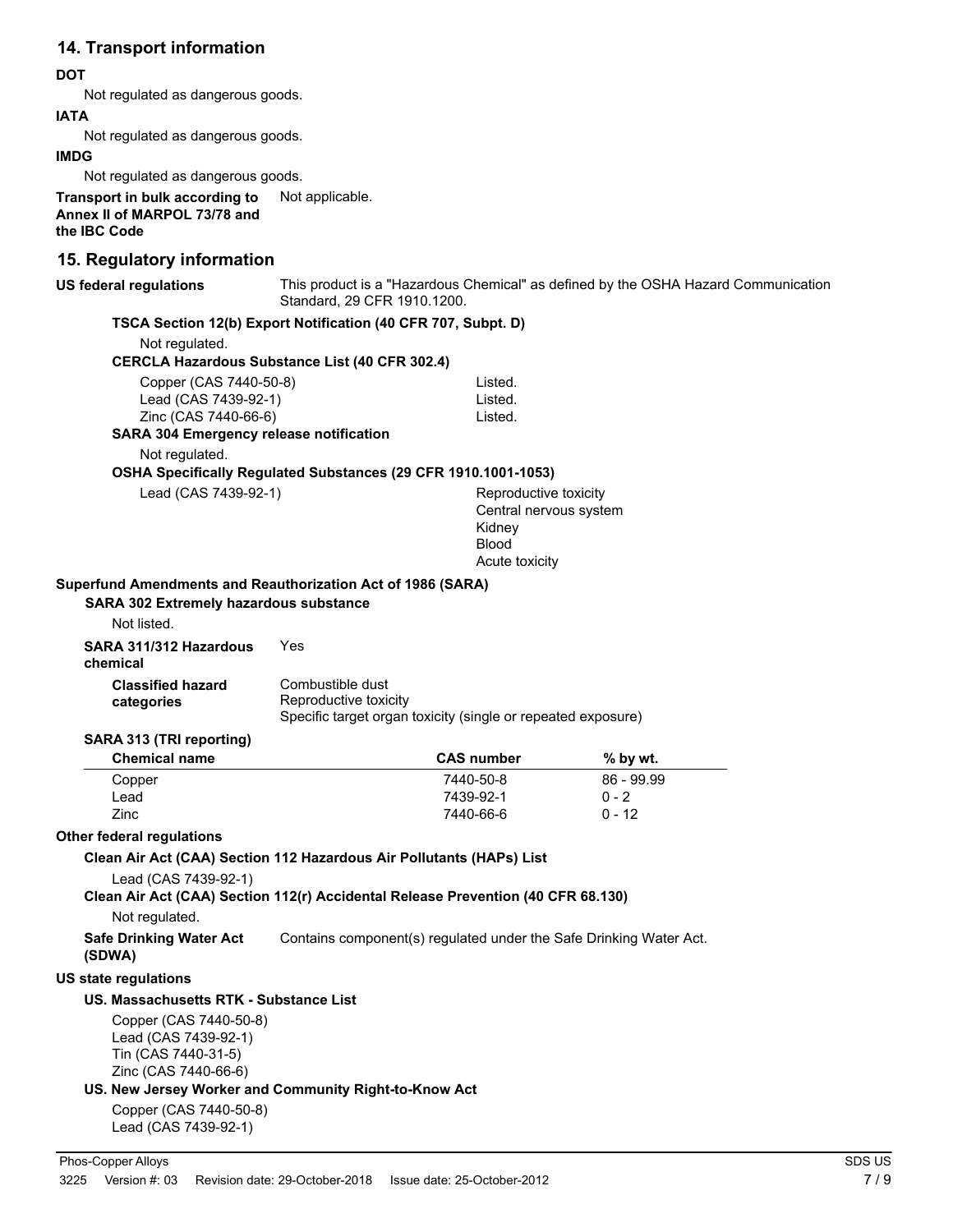## 14. Transport information

**DOT**

Not regulated as dangerous goods.

**IATA**

Not regulated as dangerous goods.

**IMDG**

Not regulated as dangerous goods.

**Transport in bulk according to Annex II of MARPOL 73/78 and the IBC Code** Not applicable.

## 15. Regulatory information

**US federal regulations** This product is a "Hazardous Chemical" as defined by the OSHA Hazard Communication Standard, 29 CFR 1910.1200.

**TSCA Section 12(b) Export Notification (40 CFR 707, Subpt. D)**

Not regulated.

**CERCLA Hazardous Substance List (40 CFR 302.4)**

| | |
|---|---|
| Copper (CAS 7440-50-8) | Listed. |
| Lead (CAS 7439-92-1) | Listed. |
| Zinc (CAS 7440-66-6) | Listed. |

**SARA 304 Emergency release notification**

Not regulated.

**OSHA Specifically Regulated Substances (29 CFR 1910.1001-1053)**

Lead (CAS 7439-92-1) Reproductive toxicity
Central nervous system
Kidney
Blood
Acute toxicity

**Superfund Amendments and Reauthorization Act of 1986 (SARA)**

**SARA 302 Extremely hazardous substance**

Not listed.

**SARA 311/312 Hazardous chemical** Yes

**Classified hazard categories** Combustible dust
Reproductive toxicity
Specific target organ toxicity (single or repeated exposure)

**SARA 313 (TRI reporting)**

| Chemical name | CAS number | % by wt. |
|---|---|---|
| Copper | 7440-50-8 | 86 - 99.99 |
| Lead | 7439-92-1 | 0 - 2 |
| Zinc | 7440-66-6 | 0 - 12 |

**Other federal regulations**

**Clean Air Act (CAA) Section 112 Hazardous Air Pollutants (HAPs) List**

Lead (CAS 7439-92-1)

**Clean Air Act (CAA) Section 112(r) Accidental Release Prevention (40 CFR 68.130)**

Not regulated.

**Safe Drinking Water Act (SDWA)** Contains component(s) regulated under the Safe Drinking Water Act.

**US state regulations**

**US. Massachusetts RTK - Substance List**

Copper (CAS 7440-50-8)
Lead (CAS 7439-92-1)
Tin (CAS 7440-31-5)
Zinc (CAS 7440-66-6)

**US. New Jersey Worker and Community Right-to-Know Act**

Copper (CAS 7440-50-8)
Lead (CAS 7439-92-1)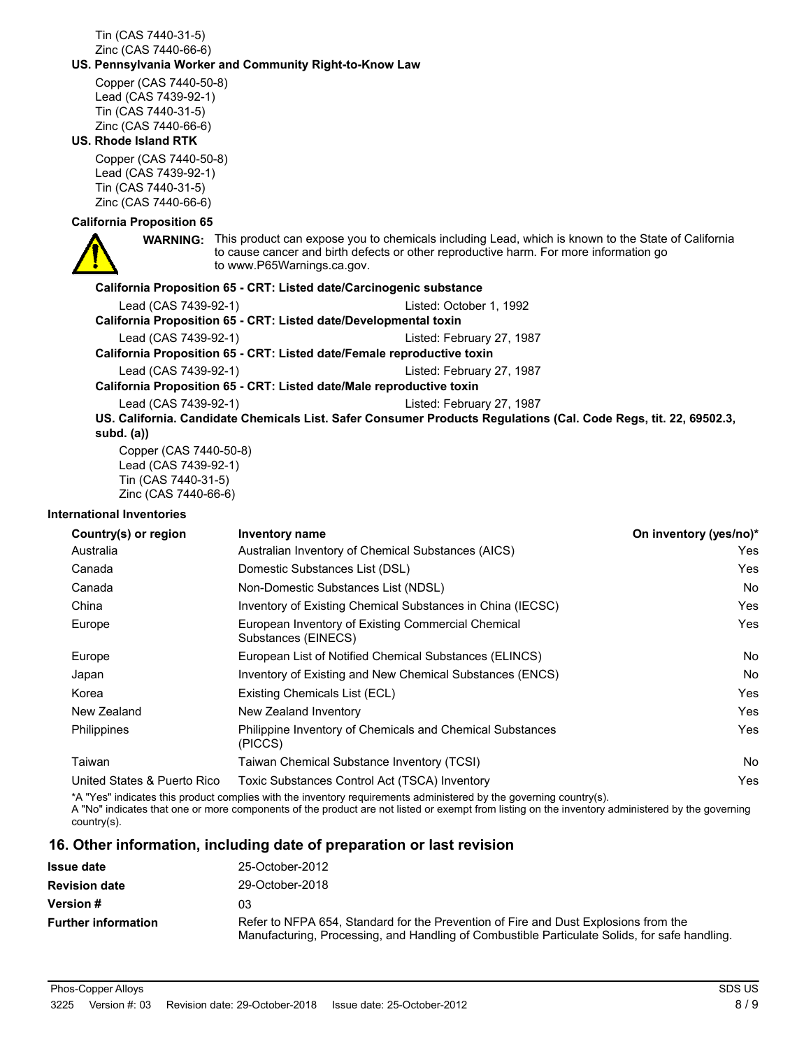Tin (CAS 7440-31-5)
Zinc (CAS 7440-66-6)

**US. Pennsylvania Worker and Community Right-to-Know Law**

Copper (CAS 7440-50-8)
Lead (CAS 7439-92-1)
Tin (CAS 7440-31-5)
Zinc (CAS 7440-66-6)

**US. Rhode Island RTK**

Copper (CAS 7440-50-8)
Lead (CAS 7439-92-1)
Tin (CAS 7440-31-5)
Zinc (CAS 7440-66-6)

**California Proposition 65**

**WARNING:** This product can expose you to chemicals including Lead, which is known to the State of California to cause cancer and birth defects or other reproductive harm. For more information go to www.P65Warnings.ca.gov.

**California Proposition 65 - CRT: Listed date/Carcinogenic substance**

Lead (CAS 7439-92-1) Listed: October 1, 1992

**California Proposition 65 - CRT: Listed date/Developmental toxin**

Lead (CAS 7439-92-1) Listed: February 27, 1987

**California Proposition 65 - CRT: Listed date/Female reproductive toxin**

Lead (CAS 7439-92-1) Listed: February 27, 1987

**California Proposition 65 - CRT: Listed date/Male reproductive toxin**

Lead (CAS 7439-92-1) Listed: February 27, 1987

**US. California. Candidate Chemicals List. Safer Consumer Products Regulations (Cal. Code Regs, tit. 22, 69502.3, subd. (a))**

Copper (CAS 7440-50-8)
Lead (CAS 7439-92-1)
Tin (CAS 7440-31-5)
Zinc (CAS 7440-66-6)

**International Inventories**

| Country(s) or region | Inventory name | On inventory (yes/no)* |
|---|---|---|
| Australia | Australian Inventory of Chemical Substances (AICS) | Yes |
| Canada | Domestic Substances List (DSL) | Yes |
| Canada | Non-Domestic Substances List (NDSL) | No |
| China | Inventory of Existing Chemical Substances in China (IECSC) | Yes |
| Europe | European Inventory of Existing Commercial Chemical Substances (EINECS) | Yes |
| Europe | European List of Notified Chemical Substances (ELINCS) | No |
| Japan | Inventory of Existing and New Chemical Substances (ENCS) | No |
| Korea | Existing Chemicals List (ECL) | Yes |
| New Zealand | New Zealand Inventory | Yes |
| Philippines | Philippine Inventory of Chemicals and Chemical Substances (PICCS) | Yes |
| Taiwan | Taiwan Chemical Substance Inventory (TCSI) | No |
| United States & Puerto Rico | Toxic Substances Control Act (TSCA) Inventory | Yes |

*A "Yes" indicates this product complies with the inventory requirements administered by the governing country(s).
A "No" indicates that one or more components of the product are not listed or exempt from listing on the inventory administered by the governing country(s).

## 16. Other information, including date of preparation or last revision

| | |
|---|---|
| **Issue date** | 25-October-2012 |
| **Revision date** | 29-October-2018 |
| **Version #** | 03 |
| **Further information** | Refer to NFPA 654, Standard for the Prevention of Fire and Dust Explosions from the Manufacturing, Processing, and Handling of Combustible Particulate Solids, for safe handling. |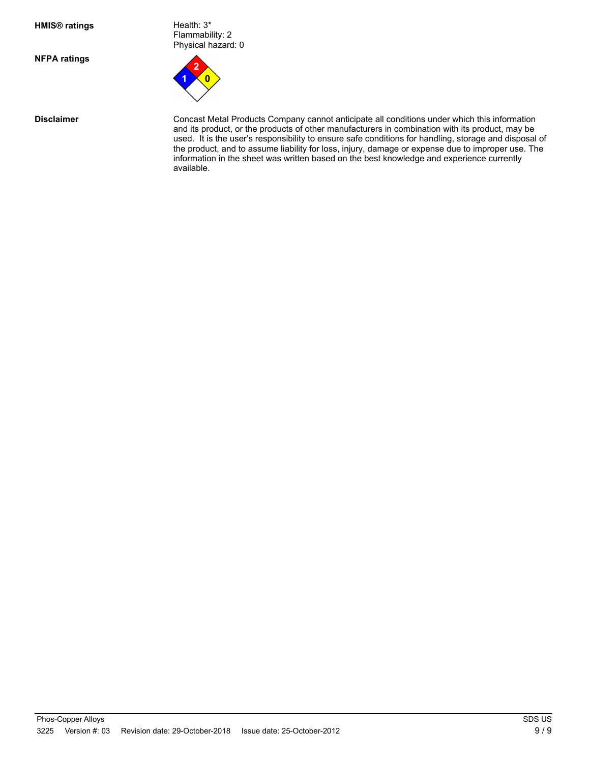**HMIS® ratings**

Health: 3*
Flammability: 2
Physical hazard: 0

**NFPA ratings**

2
1 0

**Disclaimer**

Concast Metal Products Company cannot anticipate all conditions under which this information and its product, or the products of other manufacturers in combination with its product, may be used. It is the user's responsibility to ensure safe conditions for handling, storage and disposal of the product, and to assume liability for loss, injury, damage or expense due to improper use. The information in the sheet was written based on the best knowledge and experience currently available.